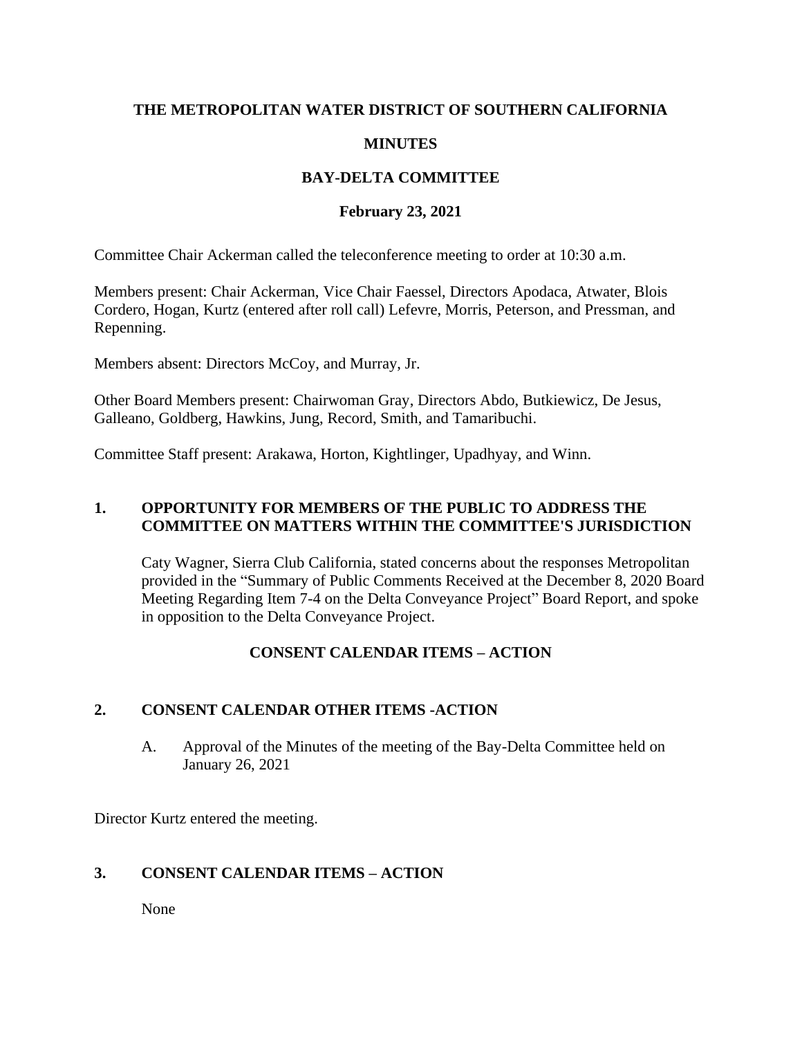# THE METROPOLITAN WATER DISTRICT OF SOUTHERN CALIFORNIA

## MINUTES

## BAY-DELTA COMMITTEE

## February 23, 2021

Committee Chair Ackerman called the teleconference meeting to order at 10:30 a.m.

Members present: Chair Ackerman, Vice Chair Faessel, Directors Apodaca, Atwater, Blois Cordero, Hogan, Kurtz (entered after roll call) Lefevre, Morris, Peterson, and Pressman, and Repenning.

Members absent: Directors McCoy, and Murray, Jr.

Other Board Members present: Chairwoman Gray, Directors Abdo, Butkiewicz, De Jesus, Galleano, Goldberg, Hawkins, Jung, Record, Smith, and Tamaribuchi.

Committee Staff present: Arakawa, Horton, Kightlinger, Upadhyay, and Winn.

### 1. OPPORTUNITY FOR MEMBERS OF THE PUBLIC TO ADDRESS THE COMMITTEE ON MATTERS WITHIN THE COMMITTEE'S JURISDICTION

Caty Wagner, Sierra Club California, stated concerns about the responses Metropolitan provided in the "Summary of Public Comments Received at the December 8, 2020 Board Meeting Regarding Item 7-4 on the Delta Conveyance Project" Board Report, and spoke in opposition to the Delta Conveyance Project.

### CONSENT CALENDAR ITEMS – ACTION

### 2. CONSENT CALENDAR OTHER ITEMS -ACTION

A. Approval of the Minutes of the meeting of the Bay-Delta Committee held on January 26, 2021

Director Kurtz entered the meeting.

### 3. CONSENT CALENDAR ITEMS – ACTION

None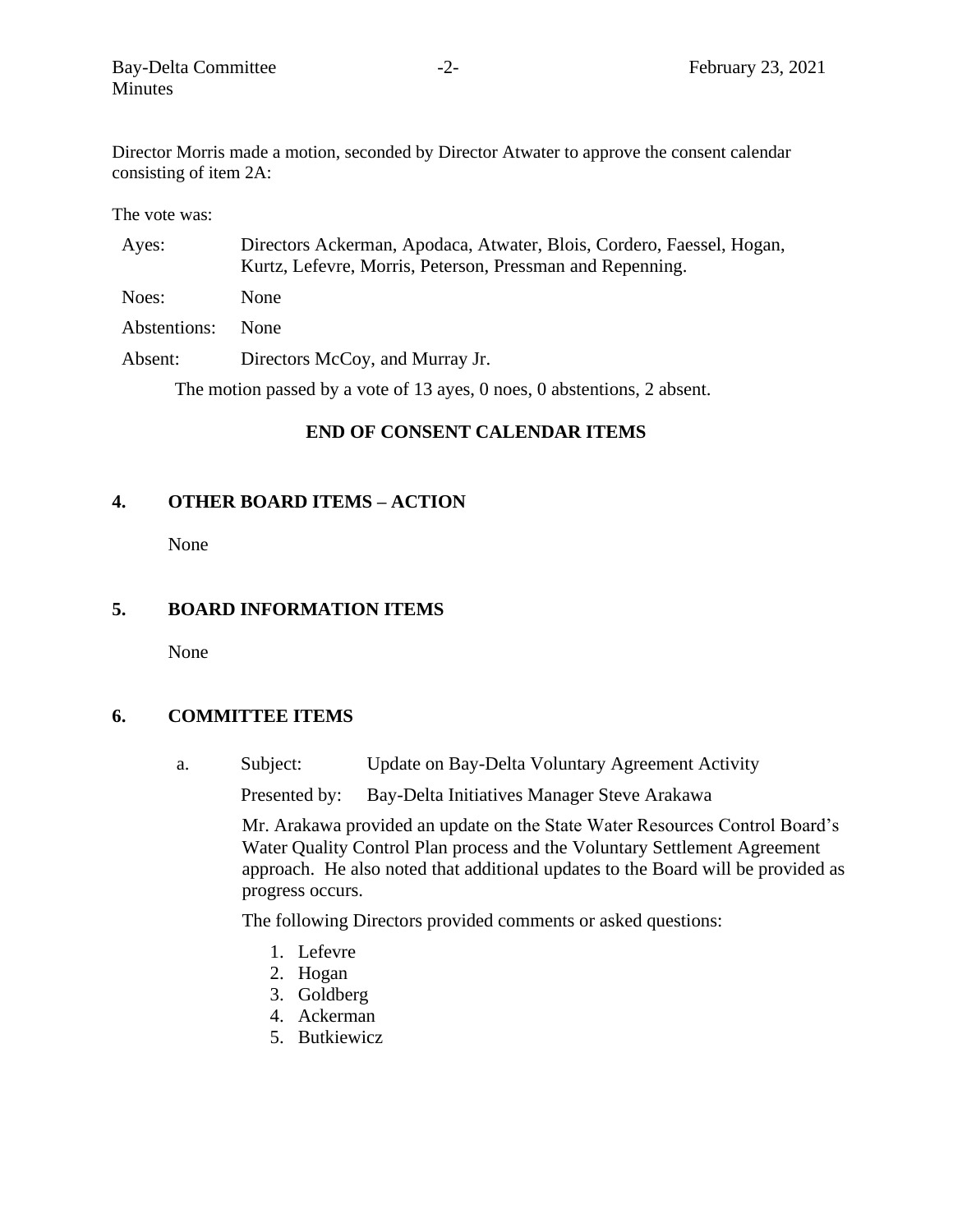Director Morris made a motion, seconded by Director Atwater to approve the consent calendar consisting of item 2A:

The vote was:

| | |
|---|---|
| Ayes: | Directors Ackerman, Apodaca, Atwater, Blois, Cordero, Faessel, Hogan, Kurtz, Lefevre, Morris, Peterson, Pressman and Repenning. |
| Noes: | None |
| Abstentions: | None |
| Absent: | Directors McCoy, and Murray Jr. |

The motion passed by a vote of 13 ayes, 0 noes, 0 abstentions, 2 absent.

**END OF CONSENT CALENDAR ITEMS**

## 4. OTHER BOARD ITEMS – ACTION

None

## 5. BOARD INFORMATION ITEMS

None

## 6. COMMITTEE ITEMS

a. Subject: Update on Bay-Delta Voluntary Agreement Activity

Presented by: Bay-Delta Initiatives Manager Steve Arakawa

Mr. Arakawa provided an update on the State Water Resources Control Board's Water Quality Control Plan process and the Voluntary Settlement Agreement approach. He also noted that additional updates to the Board will be provided as progress occurs.

The following Directors provided comments or asked questions:

1. Lefevre
2. Hogan
3. Goldberg
4. Ackerman
5. Butkiewicz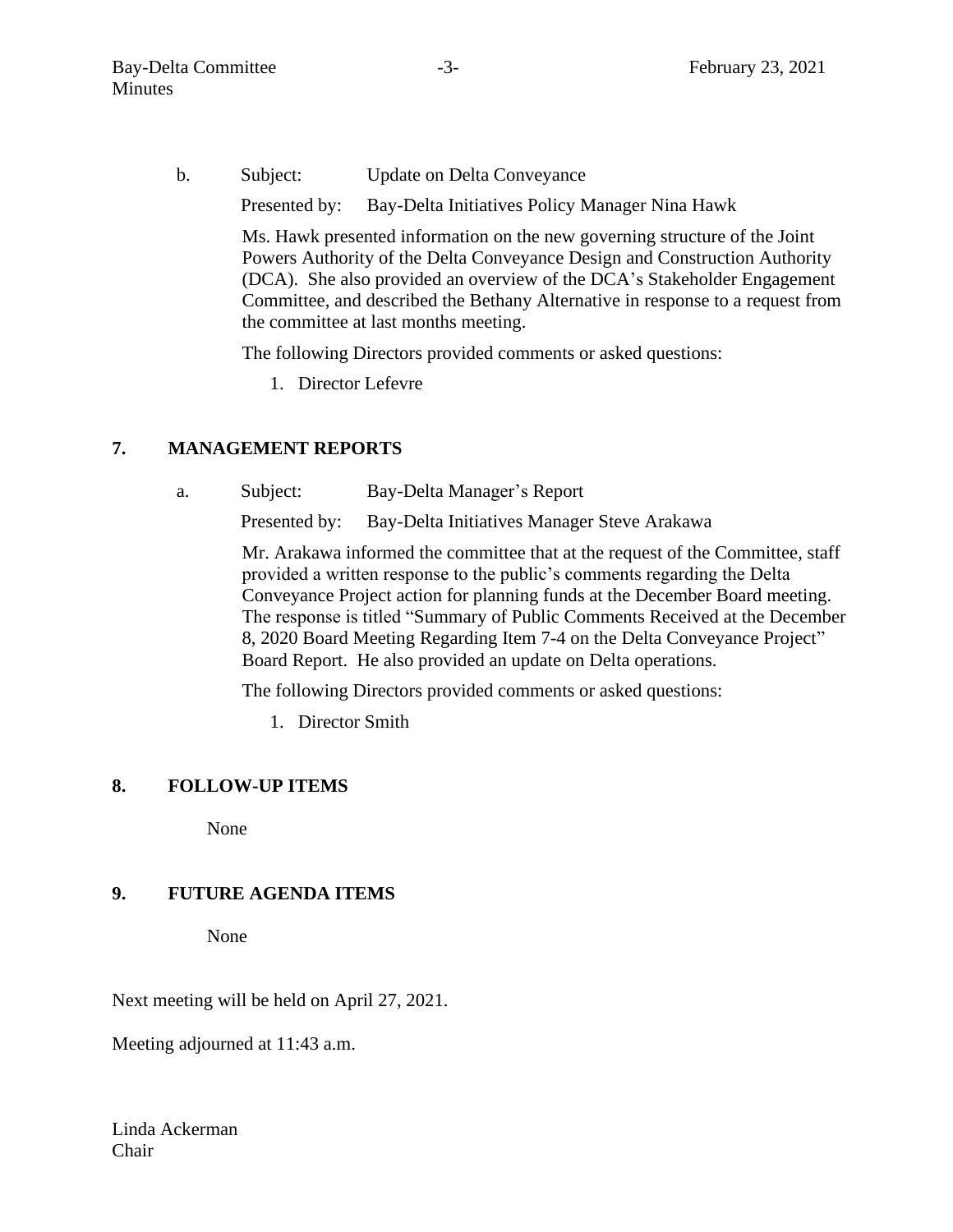b. Subject: Update on Delta Conveyance

Presented by: Bay-Delta Initiatives Policy Manager Nina Hawk

Ms. Hawk presented information on the new governing structure of the Joint Powers Authority of the Delta Conveyance Design and Construction Authority (DCA). She also provided an overview of the DCA's Stakeholder Engagement Committee, and described the Bethany Alternative in response to a request from the committee at last months meeting.

The following Directors provided comments or asked questions:

1. Director Lefevre

## 7. MANAGEMENT REPORTS

a. Subject: Bay-Delta Manager's Report

Presented by: Bay-Delta Initiatives Manager Steve Arakawa

Mr. Arakawa informed the committee that at the request of the Committee, staff provided a written response to the public's comments regarding the Delta Conveyance Project action for planning funds at the December Board meeting. The response is titled "Summary of Public Comments Received at the December 8, 2020 Board Meeting Regarding Item 7-4 on the Delta Conveyance Project" Board Report. He also provided an update on Delta operations.

The following Directors provided comments or asked questions:

1. Director Smith

## 8. FOLLOW-UP ITEMS

None

## 9. FUTURE AGENDA ITEMS

None

Next meeting will be held on April 27, 2021.

Meeting adjourned at 11:43 a.m.

Linda Ackerman
Chair